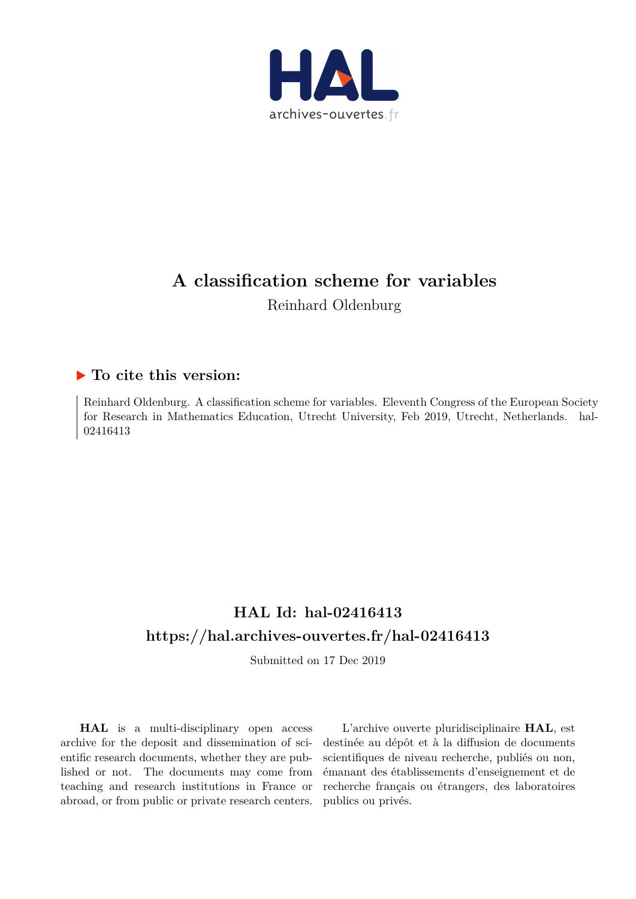# A classification scheme for variables

Reinhard Oldenburg

## ▶ To cite this version:

Reinhard Oldenburg. A classification scheme for variables. Eleventh Congress of the European Society for Research in Mathematics Education, Utrecht University, Feb 2019, Utrecht, Netherlands. hal-02416413

## HAL Id: hal-02416413

## https://hal.archives-ouvertes.fr/hal-02416413

Submitted on 17 Dec 2019

**HAL** is a multi-disciplinary open access archive for the deposit and dissemination of scientific research documents, whether they are published or not. The documents may come from teaching and research institutions in France or abroad, or from public or private research centers.

L'archive ouverte pluridisciplinaire **HAL**, est destinée au dépôt et à la diffusion de documents scientifiques de niveau recherche, publiés ou non, émanant des établissements d'enseignement et de recherche français ou étrangers, des laboratoires publics ou privés.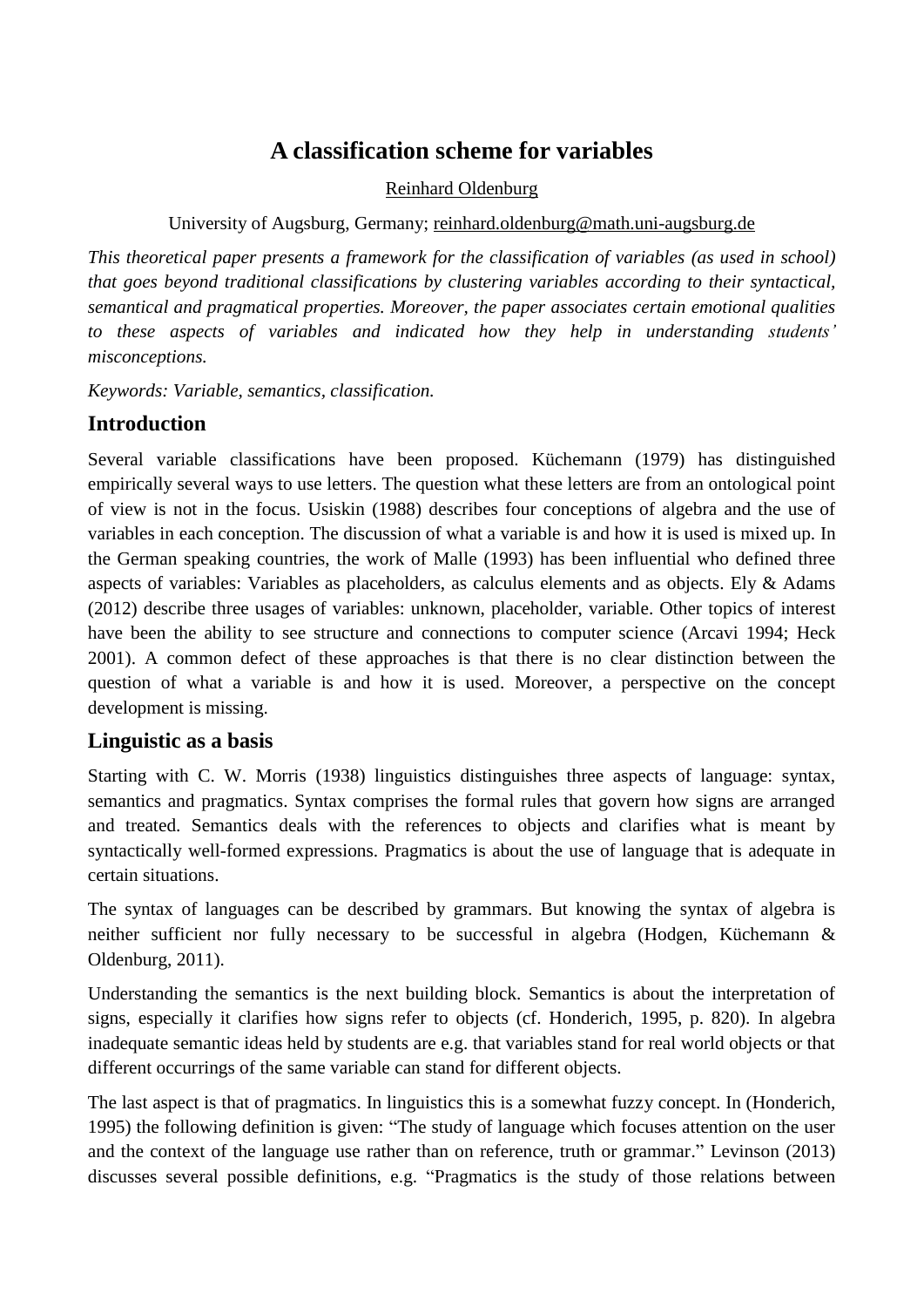# A classification scheme for variables

Reinhard Oldenburg

University of Augsburg, Germany; reinhard.oldenburg@math.uni-augsburg.de

*This theoretical paper presents a framework for the classification of variables (as used in school) that goes beyond traditional classifications by clustering variables according to their syntactical, semantical and pragmatical properties. Moreover, the paper associates certain emotional qualities to these aspects of variables and indicated how they help in understanding students' misconceptions.*

*Keywords: Variable, semantics, classification.*

## Introduction

Several variable classifications have been proposed. Küchemann (1979) has distinguished empirically several ways to use letters. The question what these letters are from an ontological point of view is not in the focus. Usiskin (1988) describes four conceptions of algebra and the use of variables in each conception. The discussion of what a variable is and how it is used is mixed up. In the German speaking countries, the work of Malle (1993) has been influential who defined three aspects of variables: Variables as placeholders, as calculus elements and as objects. Ely & Adams (2012) describe three usages of variables: unknown, placeholder, variable. Other topics of interest have been the ability to see structure and connections to computer science (Arcavi 1994; Heck 2001). A common defect of these approaches is that there is no clear distinction between the question of what a variable is and how it is used. Moreover, a perspective on the concept development is missing.

## Linguistic as a basis

Starting with C. W. Morris (1938) linguistics distinguishes three aspects of language: syntax, semantics and pragmatics. Syntax comprises the formal rules that govern how signs are arranged and treated. Semantics deals with the references to objects and clarifies what is meant by syntactically well-formed expressions. Pragmatics is about the use of language that is adequate in certain situations.

The syntax of languages can be described by grammars. But knowing the syntax of algebra is neither sufficient nor fully necessary to be successful in algebra (Hodgen, Küchemann & Oldenburg, 2011).

Understanding the semantics is the next building block. Semantics is about the interpretation of signs, especially it clarifies how signs refer to objects (cf. Honderich, 1995, p. 820). In algebra inadequate semantic ideas held by students are e.g. that variables stand for real world objects or that different occurrings of the same variable can stand for different objects.

The last aspect is that of pragmatics. In linguistics this is a somewhat fuzzy concept. In (Honderich, 1995) the following definition is given: "The study of language which focuses attention on the user and the context of the language use rather than on reference, truth or grammar." Levinson (2013) discusses several possible definitions, e.g. "Pragmatics is the study of those relations between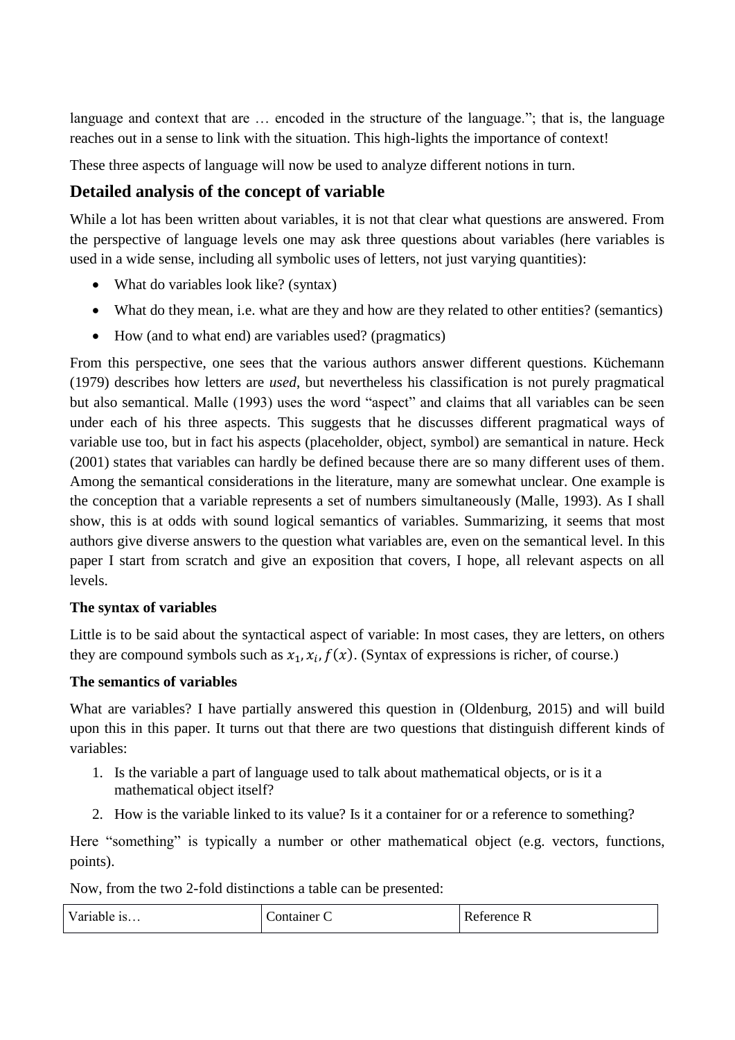language and context that are … encoded in the structure of the language."; that is, the language reaches out in a sense to link with the situation. This high-lights the importance of context!

These three aspects of language will now be used to analyze different notions in turn.

## Detailed analysis of the concept of variable

While a lot has been written about variables, it is not that clear what questions are answered. From the perspective of language levels one may ask three questions about variables (here variables is used in a wide sense, including all symbolic uses of letters, not just varying quantities):

- What do variables look like? (syntax)
- What do they mean, i.e. what are they and how are they related to other entities? (semantics)
- How (and to what end) are variables used? (pragmatics)

From this perspective, one sees that the various authors answer different questions. Küchemann (1979) describes how letters are *used*, but nevertheless his classification is not purely pragmatical but also semantical. Malle (1993) uses the word "aspect" and claims that all variables can be seen under each of his three aspects. This suggests that he discusses different pragmatical ways of variable use too, but in fact his aspects (placeholder, object, symbol) are semantical in nature. Heck (2001) states that variables can hardly be defined because there are so many different uses of them. Among the semantical considerations in the literature, many are somewhat unclear. One example is the conception that a variable represents a set of numbers simultaneously (Malle, 1993). As I shall show, this is at odds with sound logical semantics of variables. Summarizing, it seems that most authors give diverse answers to the question what variables are, even on the semantical level. In this paper I start from scratch and give an exposition that covers, I hope, all relevant aspects on all levels.

**The syntax of variables**

Little is to be said about the syntactical aspect of variable: In most cases, they are letters, on others they are compound symbols such as $x_1, x_i, f(x)$. (Syntax of expressions is richer, of course.)

**The semantics of variables**

What are variables? I have partially answered this question in (Oldenburg, 2015) and will build upon this in this paper. It turns out that there are two questions that distinguish different kinds of variables:

1. Is the variable a part of language used to talk about mathematical objects, or is it a mathematical object itself?
2. How is the variable linked to its value? Is it a container for or a reference to something?

Here "something" is typically a number or other mathematical object (e.g. vectors, functions, points).

Now, from the two 2-fold distinctions a table can be presented:

| Variable is… | Container C | Reference R |
| --- | --- | --- |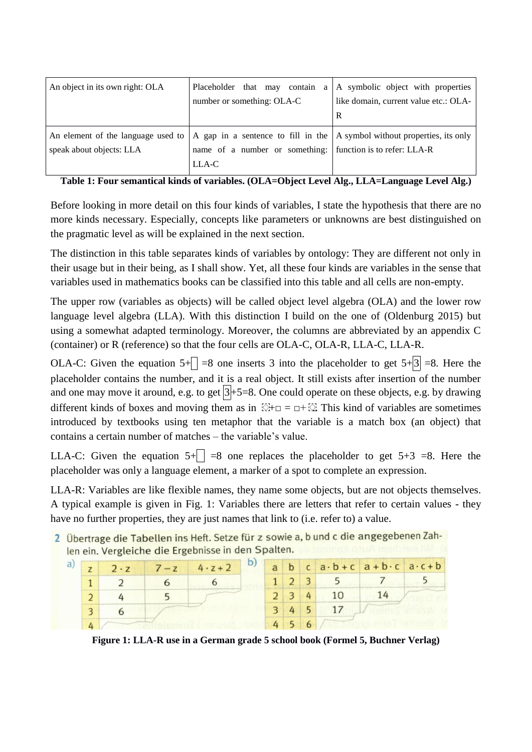| An object in its own right: OLA | Placeholder that may contain a number or something: OLA-C | A symbolic object with properties like domain, current value etc.: OLA-R |
|---|---|---|
| An element of the language used to speak about objects: LLA | A gap in a sentence to fill in the name of a number or something: LLA-C | A symbol without properties, its only function is to refer: LLA-R |

**Table 1: Four semantical kinds of variables. (OLA=Object Level Alg., LLA=Language Level Alg.)**

Before looking in more detail on this four kinds of variables, I state the hypothesis that there are no more kinds necessary. Especially, concepts like parameters or unknowns are best distinguished on the pragmatic level as will be explained in the next section.

The distinction in this table separates kinds of variables by ontology: They are different not only in their usage but in their being, as I shall show. Yet, all these four kinds are variables in the sense that variables used in mathematics books can be classified into this table and all cells are non-empty.

The upper row (variables as objects) will be called object level algebra (OLA) and the lower row language level algebra (LLA). With this distinction I build on the one of (Oldenburg 2015) but using a somewhat adapted terminology. Moreover, the columns are abbreviated by an appendix C (container) or R (reference) so that the four cells are OLA-C, OLA-R, LLA-C, LLA-R.

OLA-C: Given the equation $5+\square=8$ one inserts 3 into the placeholder to get $5+\boxed{3}=8$. Here the placeholder contains the number, and it is a real object. It still exists after insertion of the number and one may move it around, e.g. to get $\boxed{3}+5=8$. One could operate on these objects, e.g. by drawing different kinds of boxes and moving them as in ☺+□ = □+☺. This kind of variables are sometimes introduced by textbooks using ten metaphor that the variable is a match box (an object) that contains a certain number of matches – the variable's value.

LLA-C: Given the equation $5+\square=8$ one replaces the placeholder to get $5+3=8$. Here the placeholder was only a language element, a marker of a spot to complete an expression.

LLA-R: Variables are like flexible names, they name some objects, but are not objects themselves. A typical example is given in Fig. 1: Variables there are letters that refer to certain values - they have no further properties, they are just names that link to (i.e. refer to) a value.

2 Übertrage die Tabellen ins Heft. Setze für z sowie a, b und c die angegebenen Zahlen ein. Vergleiche die Ergebnisse in den Spalten.

a)

| z | 2 · z | 7 − z | 4 · z + 2 |
|---|---|---|---|
| 1 | 2 | 6 | 6 |
| 2 | 4 | 5 | |
| 3 | 6 | | |
| 4 | | | |

b)

| a | b | c | a · b + c | a + b · c | a · c + b |
|---|---|---|---|---|---|
| 1 | 2 | 3 | 5 | 7 | 5 |
| 2 | 3 | 4 | 10 | 14 | |
| 3 | 4 | 5 | 17 | | |
| 4 | 5 | 6 | | | |

**Figure 1: LLA-R use in a German grade 5 school book (Formel 5, Buchner Verlag)**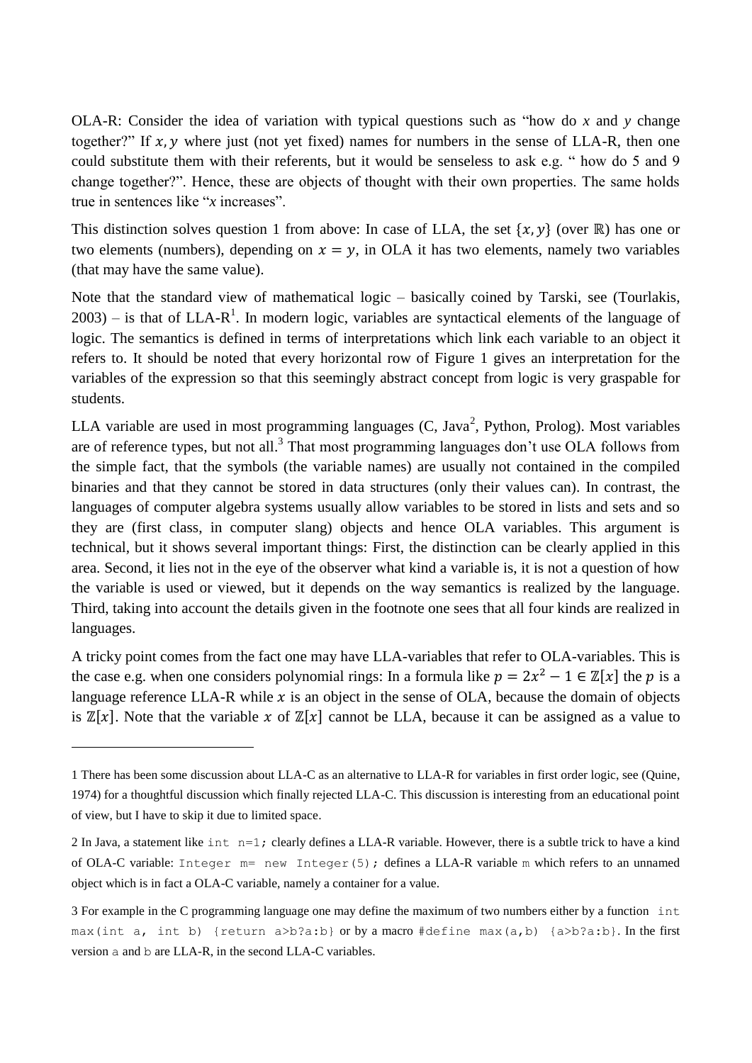OLA-R: Consider the idea of variation with typical questions such as "how do $x$ and $y$ change together?" If $x, y$ where just (not yet fixed) names for numbers in the sense of LLA-R, then one could substitute them with their referents, but it would be senseless to ask e.g. " how do 5 and 9 change together?". Hence, these are objects of thought with their own properties. The same holds true in sentences like "$x$ increases".

This distinction solves question 1 from above: In case of LLA, the set $\{x, y\}$ (over $\mathbb{R}$) has one or two elements (numbers), depending on $x = y$, in OLA it has two elements, namely two variables (that may have the same value).

Note that the standard view of mathematical logic – basically coined by Tarski, see (Tourlakis, 2003) – is that of LLA-R[1]. In modern logic, variables are syntactical elements of the language of logic. The semantics is defined in terms of interpretations which link each variable to an object it refers to. It should be noted that every horizontal row of Figure 1 gives an interpretation for the variables of the expression so that this seemingly abstract concept from logic is very graspable for students.

LLA variable are used in most programming languages (C, Java[2], Python, Prolog). Most variables are of reference types, but not all.[3] That most programming languages don't use OLA follows from the simple fact, that the symbols (the variable names) are usually not contained in the compiled binaries and that they cannot be stored in data structures (only their values can). In contrast, the languages of computer algebra systems usually allow variables to be stored in lists and sets and so they are (first class, in computer slang) objects and hence OLA variables. This argument is technical, but it shows several important things: First, the distinction can be clearly applied in this area. Second, it lies not in the eye of the observer what kind a variable is, it is not a question of how the variable is used or viewed, but it depends on the way semantics is realized by the language. Third, taking into account the details given in the footnote one sees that all four kinds are realized in languages.

A tricky point comes from the fact one may have LLA-variables that refer to OLA-variables. This is the case e.g. when one considers polynomial rings: In a formula like $p = 2x^2 - 1 \in \mathbb{Z}[x]$ the $p$ is a language reference LLA-R while $x$ is an object in the sense of OLA, because the domain of objects is $\mathbb{Z}[x]$. Note that the variable $x$ of $\mathbb{Z}[x]$ cannot be LLA, because it can be assigned as a value to

---

1 There has been some discussion about LLA-C as an alternative to LLA-R for variables in first order logic, see (Quine, 1974) for a thoughtful discussion which finally rejected LLA-C. This discussion is interesting from an educational point of view, but I have to skip it due to limited space.

2 In Java, a statement like `int n=1;` clearly defines a LLA-R variable. However, there is a subtle trick to have a kind of OLA-C variable: `Integer m= new Integer(5);` defines a LLA-R variable `m` which refers to an unnamed object which is in fact a OLA-C variable, namely a container for a value.

3 For example in the C programming language one may define the maximum of two numbers either by a function `int max(int a, int b) {return a>b?a:b}` or by a macro `#define max(a,b) {a>b?a:b}`. In the first version `a` and `b` are LLA-R, in the second LLA-C variables.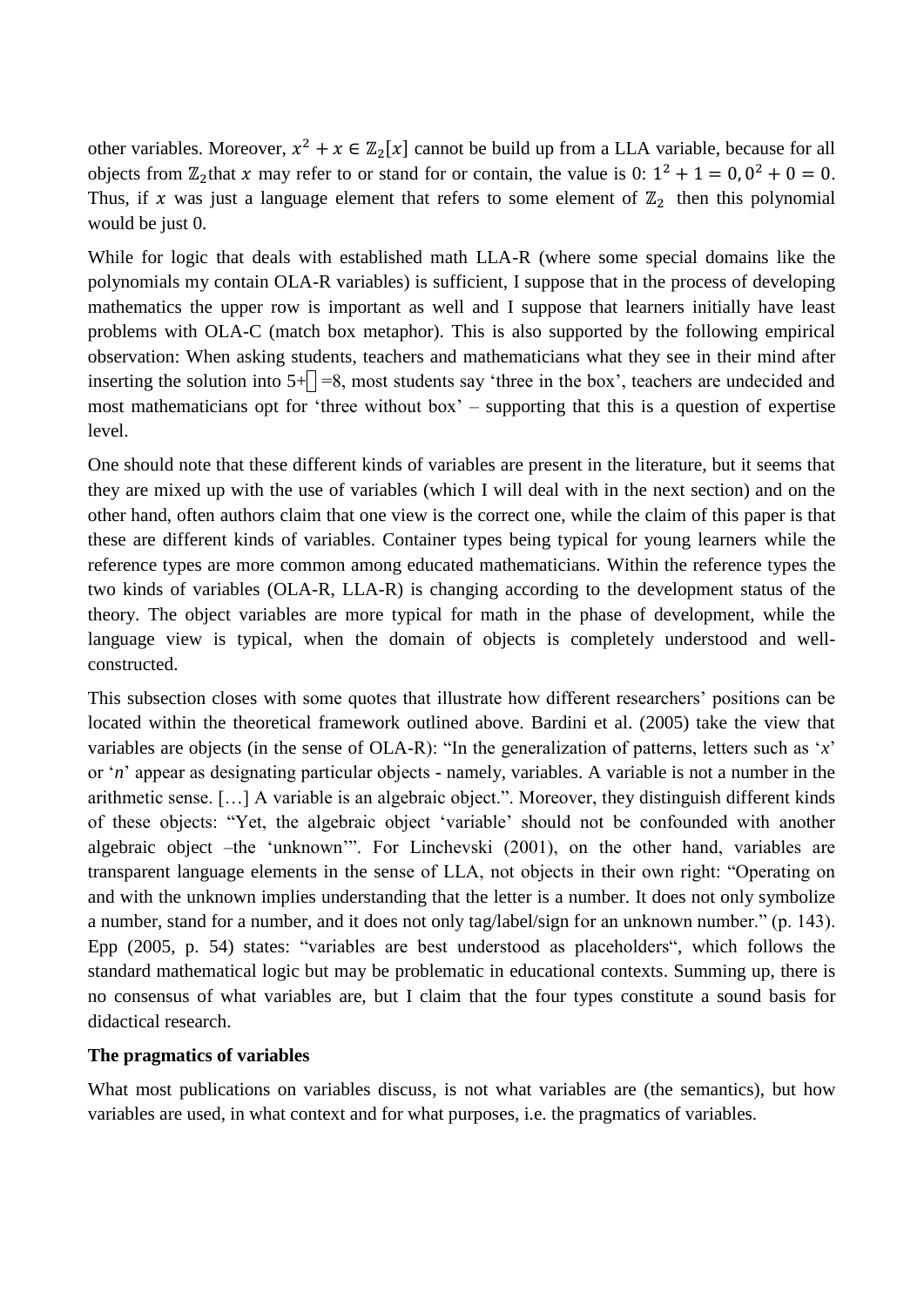other variables. Moreover, $x^2 + x \in \mathbb{Z}_2[x]$ cannot be build up from a LLA variable, because for all objects from $\mathbb{Z}_2$that $x$ may refer to or stand for or contain, the value is 0: $1^2 + 1 = 0, 0^2 + 0 = 0$. Thus, if $x$ was just a language element that refers to some element of $\mathbb{Z}_2$ then this polynomial would be just 0.

While for logic that deals with established math LLA-R (where some special domains like the polynomials my contain OLA-R variables) is sufficient, I suppose that in the process of developing mathematics the upper row is important as well and I suppose that learners initially have least problems with OLA-C (match box metaphor). This is also supported by the following empirical observation: When asking students, teachers and mathematicians what they see in their mind after inserting the solution into 5+☐=8, most students say 'three in the box', teachers are undecided and most mathematicians opt for 'three without box' – supporting that this is a question of expertise level.

One should note that these different kinds of variables are present in the literature, but it seems that they are mixed up with the use of variables (which I will deal with in the next section) and on the other hand, often authors claim that one view is the correct one, while the claim of this paper is that these are different kinds of variables. Container types being typical for young learners while the reference types are more common among educated mathematicians. Within the reference types the two kinds of variables (OLA-R, LLA-R) is changing according to the development status of the theory. The object variables are more typical for math in the phase of development, while the language view is typical, when the domain of objects is completely understood and well-constructed.

This subsection closes with some quotes that illustrate how different researchers' positions can be located within the theoretical framework outlined above. Bardini et al. (2005) take the view that variables are objects (in the sense of OLA-R): "In the generalization of patterns, letters such as '*x*' or '*n*' appear as designating particular objects - namely, variables. A variable is not a number in the arithmetic sense. […] A variable is an algebraic object.". Moreover, they distinguish different kinds of these objects: "Yet, the algebraic object 'variable' should not be confounded with another algebraic object –the 'unknown'". For Linchevski (2001), on the other hand, variables are transparent language elements in the sense of LLA, not objects in their own right: "Operating on and with the unknown implies understanding that the letter is a number. It does not only symbolize a number, stand for a number, and it does not only tag/label/sign for an unknown number." (p. 143). Epp (2005, p. 54) states: "variables are best understood as placeholders", which follows the standard mathematical logic but may be problematic in educational contexts. Summing up, there is no consensus of what variables are, but I claim that the four types constitute a sound basis for didactical research.

**The pragmatics of variables**

What most publications on variables discuss, is not what variables are (the semantics), but how variables are used, in what context and for what purposes, i.e. the pragmatics of variables.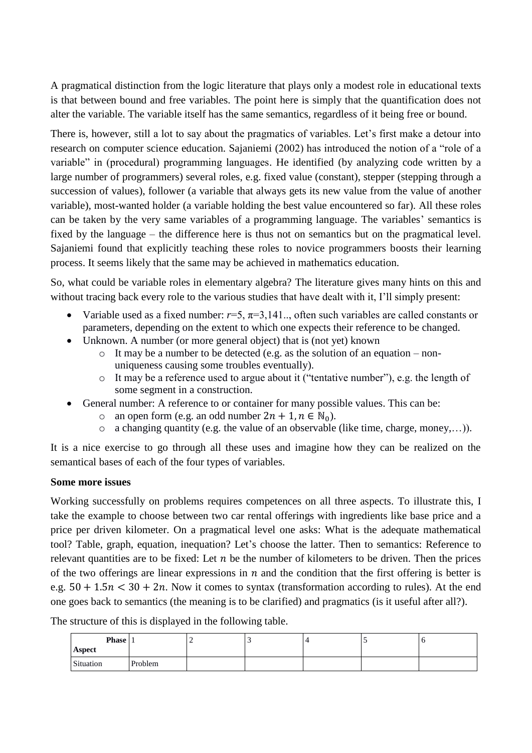A pragmatical distinction from the logic literature that plays only a modest role in educational texts is that between bound and free variables. The point here is simply that the quantification does not alter the variable. The variable itself has the same semantics, regardless of it being free or bound.

There is, however, still a lot to say about the pragmatics of variables. Let's first make a detour into research on computer science education. Sajaniemi (2002) has introduced the notion of a "role of a variable" in (procedural) programming languages. He identified (by analyzing code written by a large number of programmers) several roles, e.g. fixed value (constant), stepper (stepping through a succession of values), follower (a variable that always gets its new value from the value of another variable), most-wanted holder (a variable holding the best value encountered so far). All these roles can be taken by the very same variables of a programming language. The variables' semantics is fixed by the language – the difference here is thus not on semantics but on the pragmatical level. Sajaniemi found that explicitly teaching these roles to novice programmers boosts their learning process. It seems likely that the same may be achieved in mathematics education.

So, what could be variable roles in elementary algebra? The literature gives many hints on this and without tracing back every role to the various studies that have dealt with it, I'll simply present:

- Variable used as a fixed number: $r$=5, π=3,141.., often such variables are called constants or parameters, depending on the extent to which one expects their reference to be changed.
- Unknown. A number (or more general object) that is (not yet) known
  - It may be a number to be detected (e.g. as the solution of an equation – non-uniqueness causing some troubles eventually).
  - It may be a reference used to argue about it ("tentative number"), e.g. the length of some segment in a construction.
- General number: A reference to or container for many possible values. This can be:
  - an open form (e.g. an odd number $2n + 1, n \in \mathbb{N}_0$).
  - a changing quantity (e.g. the value of an observable (like time, charge, money,…)).

It is a nice exercise to go through all these uses and imagine how they can be realized on the semantical bases of each of the four types of variables.

**Some more issues**

Working successfully on problems requires competences on all three aspects. To illustrate this, I take the example to choose between two car rental offerings with ingredients like base price and a price per driven kilometer. On a pragmatical level one asks: What is the adequate mathematical tool? Table, graph, equation, inequation? Let's choose the latter. Then to semantics: Reference to relevant quantities are to be fixed: Let $n$ be the number of kilometers to be driven. Then the prices of the two offerings are linear expressions in $n$ and the condition that the first offering is better is e.g. $50 + 1.5n < 30 + 2n$. Now it comes to syntax (transformation according to rules). At the end one goes back to semantics (the meaning is to be clarified) and pragmatics (is it useful after all?).

The structure of this is displayed in the following table.

| **Phase** / **Aspect** | 1 | 2 | 3 | 4 | 5 | 6 |
|---|---|---|---|---|---|---|
| Situation | Problem | | | | | |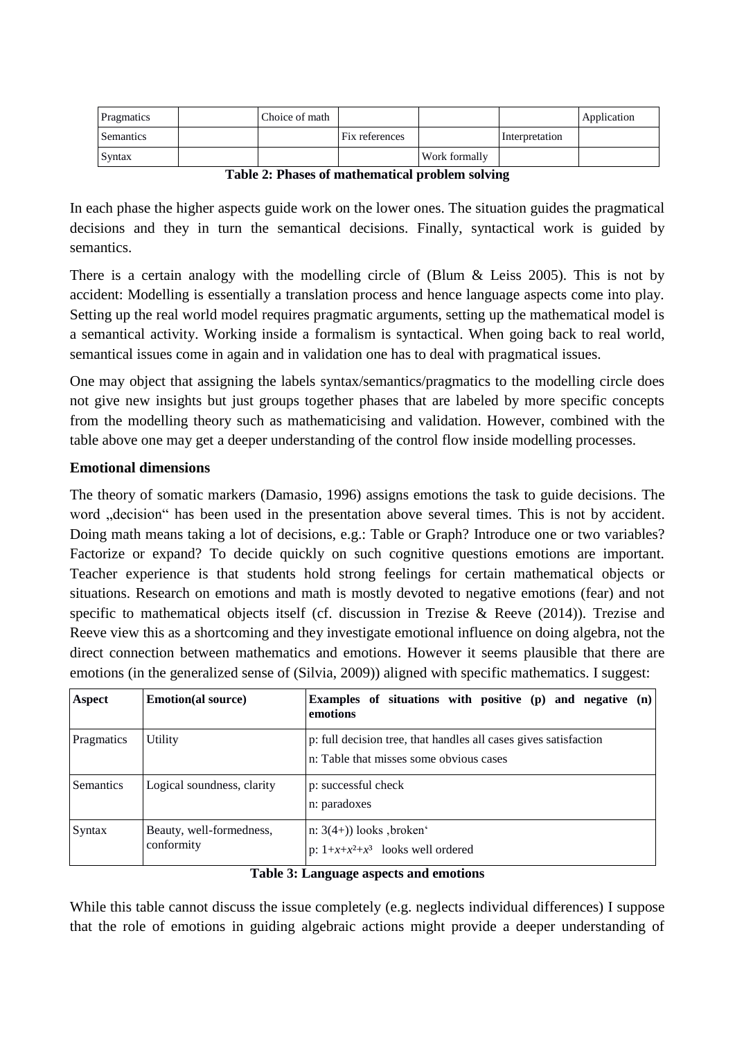| | | | | | | |
|---|---|---|---|---|---|---|
| Pragmatics | | Choice of math | | | | Application |
| Semantics | | | Fix references | | Interpretation | |
| Syntax | | | | Work formally | | |

**Table 2: Phases of mathematical problem solving**

In each phase the higher aspects guide work on the lower ones. The situation guides the pragmatical decisions and they in turn the semantical decisions. Finally, syntactical work is guided by semantics.

There is a certain analogy with the modelling circle of (Blum & Leiss 2005). This is not by accident: Modelling is essentially a translation process and hence language aspects come into play. Setting up the real world model requires pragmatic arguments, setting up the mathematical model is a semantical activity. Working inside a formalism is syntactical. When going back to real world, semantical issues come in again and in validation one has to deal with pragmatical issues.

One may object that assigning the labels syntax/semantics/pragmatics to the modelling circle does not give new insights but just groups together phases that are labeled by more specific concepts from the modelling theory such as mathematicising and validation. However, combined with the table above one may get a deeper understanding of the control flow inside modelling processes.

**Emotional dimensions**

The theory of somatic markers (Damasio, 1996) assigns emotions the task to guide decisions. The word „decision" has been used in the presentation above several times. This is not by accident. Doing math means taking a lot of decisions, e.g.: Table or Graph? Introduce one or two variables? Factorize or expand? To decide quickly on such cognitive questions emotions are important. Teacher experience is that students hold strong feelings for certain mathematical objects or situations. Research on emotions and math is mostly devoted to negative emotions (fear) and not specific to mathematical objects itself (cf. discussion in Trezise & Reeve (2014)). Trezise and Reeve view this as a shortcoming and they investigate emotional influence on doing algebra, not the direct connection between mathematics and emotions. However it seems plausible that there are emotions (in the generalized sense of (Silvia, 2009)) aligned with specific mathematics. I suggest:

| **Aspect** | **Emotion(al source)** | **Examples of situations with positive (p) and negative (n) emotions** |
|---|---|---|
| Pragmatics | Utility | p: full decision tree, that handles all cases gives satisfaction<br>n: Table that misses some obvious cases |
| Semantics | Logical soundness, clarity | p: successful check<br>n: paradoxes |
| Syntax | Beauty, well-formedness, conformity | n: 3(4+)) looks ‚broken'<br>p: $1+x+x^2+x^3$ looks well ordered |

**Table 3: Language aspects and emotions**

While this table cannot discuss the issue completely (e.g. neglects individual differences) I suppose that the role of emotions in guiding algebraic actions might provide a deeper understanding of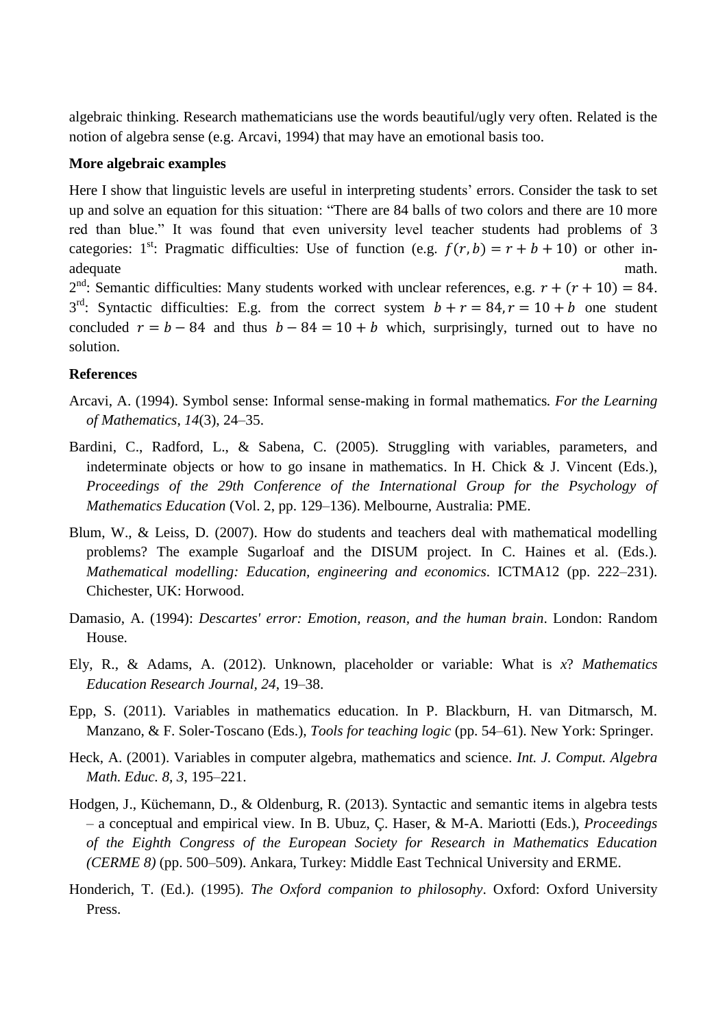algebraic thinking. Research mathematicians use the words beautiful/ugly very often. Related is the notion of algebra sense (e.g. Arcavi, 1994) that may have an emotional basis too.

**More algebraic examples**

Here I show that linguistic levels are useful in interpreting students' errors. Consider the task to set up and solve an equation for this situation: "There are 84 balls of two colors and there are 10 more red than blue." It was found that even university level teacher students had problems of 3 categories: 1st: Pragmatic difficulties: Use of function (e.g. $f(r,b) = r + b + 10$) or other inadequate math.
2nd: Semantic difficulties: Many students worked with unclear references, e.g. $r + (r + 10) = 84$.
3rd: Syntactic difficulties: E.g. from the correct system $b + r = 84, r = 10 + b$ one student concluded $r = b - 84$ and thus $b - 84 = 10 + b$ which, surprisingly, turned out to have no solution.

**References**

Arcavi, A. (1994). Symbol sense: Informal sense-making in formal mathematics. *For the Learning of Mathematics*, *14*(3), 24–35.

Bardini, C., Radford, L., & Sabena, C. (2005). Struggling with variables, parameters, and indeterminate objects or how to go insane in mathematics. In H. Chick & J. Vincent (Eds.), *Proceedings of the 29th Conference of the International Group for the Psychology of Mathematics Education* (Vol. 2, pp. 129–136). Melbourne, Australia: PME.

Blum, W., & Leiss, D. (2007). How do students and teachers deal with mathematical modelling problems? The example Sugarloaf and the DISUM project. In C. Haines et al. (Eds.). *Mathematical modelling: Education, engineering and economics*. ICTMA12 (pp. 222–231). Chichester, UK: Horwood.

Damasio, A. (1994): *Descartes' error: Emotion, reason, and the human brain*. London: Random House.

Ely, R., & Adams, A. (2012). Unknown, placeholder or variable: What is *x*? *Mathematics Education Research Journal, 24*, 19–38.

Epp, S. (2011). Variables in mathematics education. In P. Blackburn, H. van Ditmarsch, M. Manzano, & F. Soler-Toscano (Eds.), *Tools for teaching logic* (pp. 54–61). New York: Springer.

Heck, A. (2001). Variables in computer algebra, mathematics and science. *Int. J. Comput. Algebra Math. Educ. 8, 3*, 195–221.

Hodgen, J., Küchemann, D., & Oldenburg, R. (2013). Syntactic and semantic items in algebra tests – a conceptual and empirical view. In B. Ubuz, Ç. Haser, & M-A. Mariotti (Eds.), *Proceedings of the Eighth Congress of the European Society for Research in Mathematics Education (CERME 8)* (pp. 500–509). Ankara, Turkey: Middle East Technical University and ERME.

Honderich, T. (Ed.). (1995). *The Oxford companion to philosophy*. Oxford: Oxford University Press.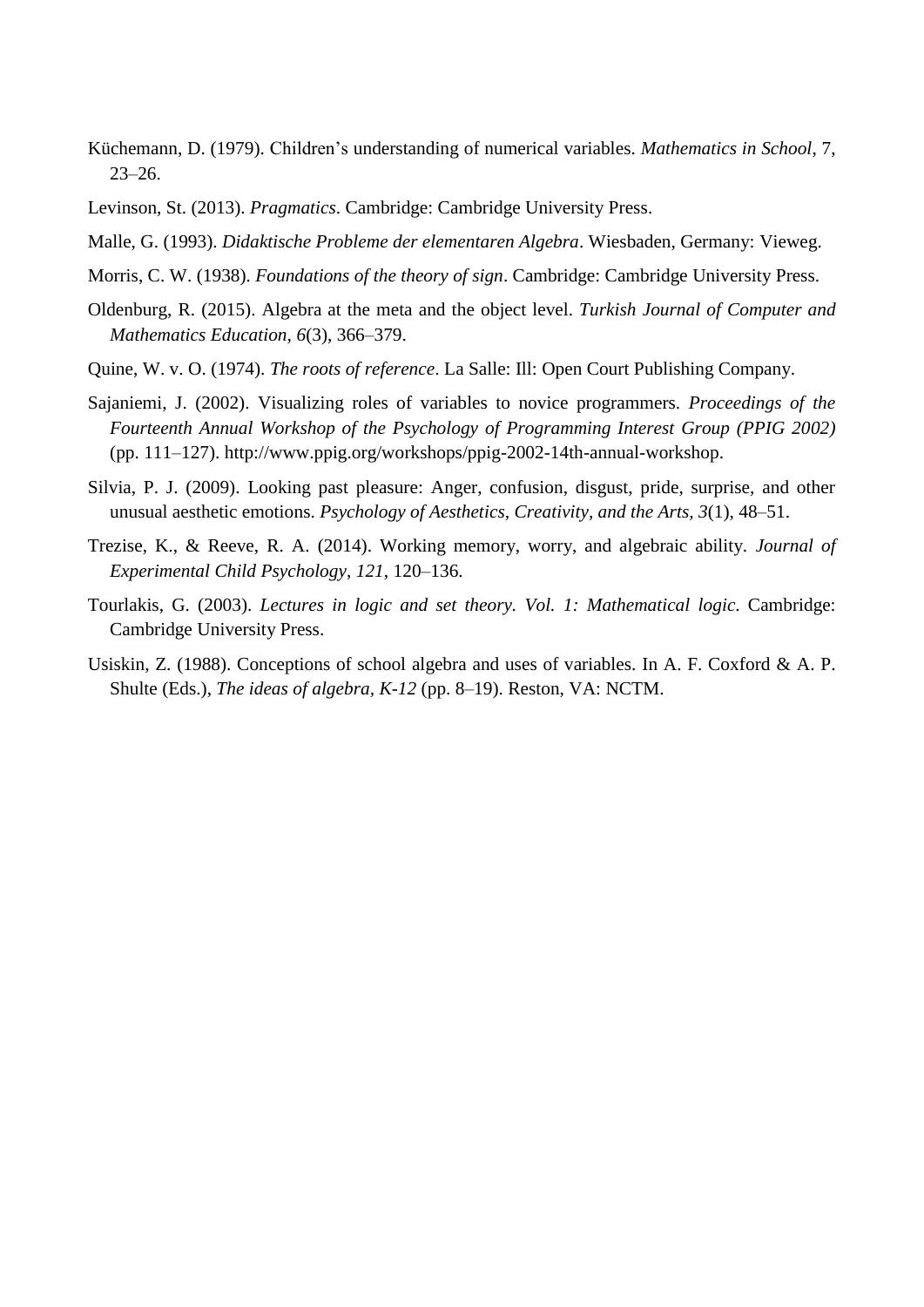Küchemann, D. (1979). Children's understanding of numerical variables. *Mathematics in School*, 7, 23–26.

Levinson, St. (2013). *Pragmatics*. Cambridge: Cambridge University Press.

Malle, G. (1993). *Didaktische Probleme der elementaren Algebra*. Wiesbaden, Germany: Vieweg.

Morris, C. W. (1938). *Foundations of the theory of sign*. Cambridge: Cambridge University Press.

Oldenburg, R. (2015). Algebra at the meta and the object level. *Turkish Journal of Computer and Mathematics Education, 6*(3), 366–379.

Quine, W. v. O. (1974). *The roots of reference*. La Salle: Ill: Open Court Publishing Company.

Sajaniemi, J. (2002). Visualizing roles of variables to novice programmers. *Proceedings of the Fourteenth Annual Workshop of the Psychology of Programming Interest Group (PPIG 2002)* (pp. 111–127). http://www.ppig.org/workshops/ppig-2002-14th-annual-workshop.

Silvia, P. J. (2009). Looking past pleasure: Anger, confusion, disgust, pride, surprise, and other unusual aesthetic emotions. *Psychology of Aesthetics, Creativity, and the Arts, 3*(1), 48–51.

Trezise, K., & Reeve, R. A. (2014). Working memory, worry, and algebraic ability. *Journal of Experimental Child Psychology*, *121*, 120–136.

Tourlakis, G. (2003). *Lectures in logic and set theory. Vol. 1: Mathematical logic*. Cambridge: Cambridge University Press.

Usiskin, Z. (1988). Conceptions of school algebra and uses of variables. In A. F. Coxford & A. P. Shulte (Eds.), *The ideas of algebra, K-12* (pp. 8–19). Reston, VA: NCTM.